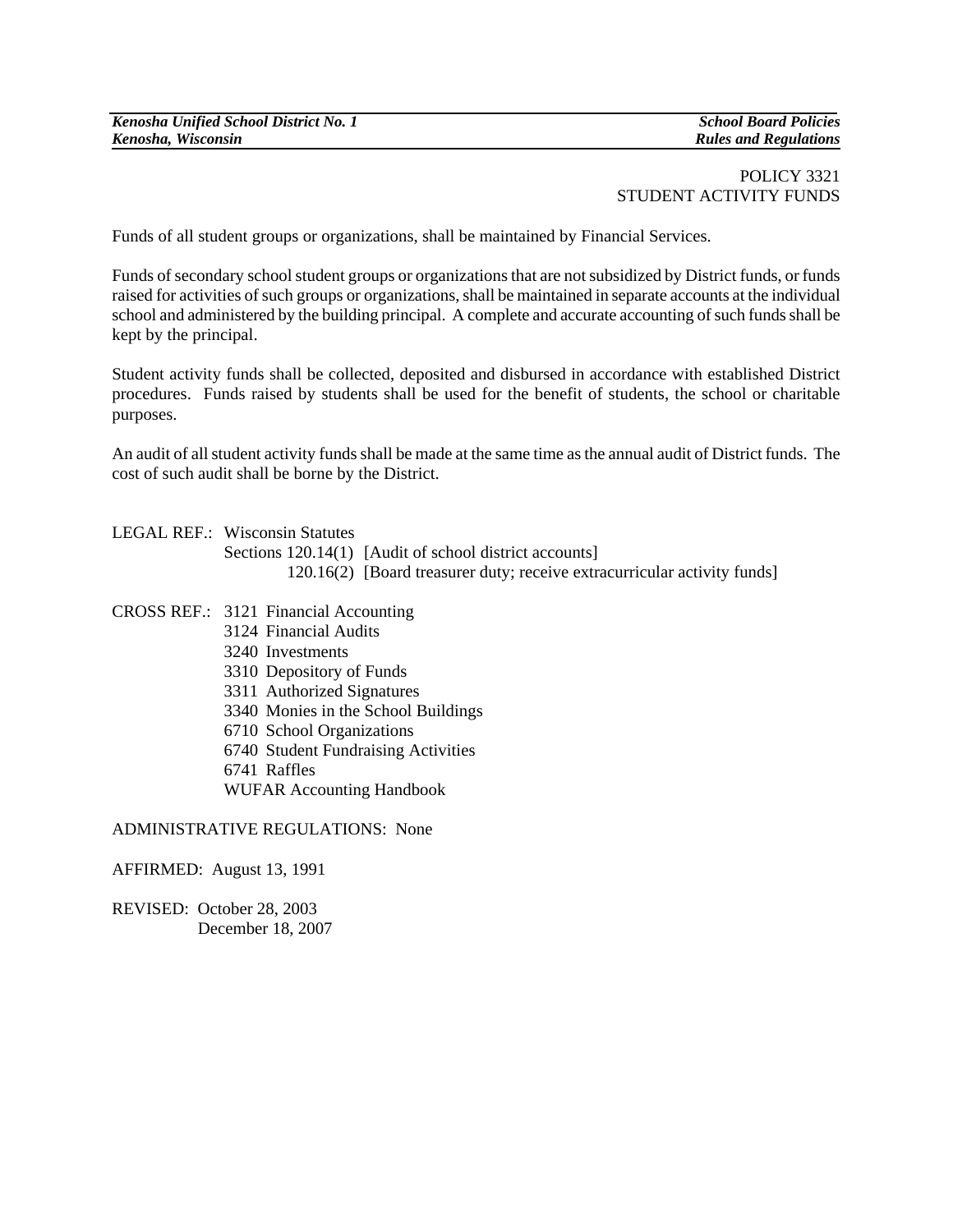POLICY 3321
STUDENT ACTIVITY FUNDS

Funds of all student groups or organizations, shall be maintained by Financial Services.

Funds of secondary school student groups or organizations that are not subsidized by District funds, or funds raised for activities of such groups or organizations, shall be maintained in separate accounts at the individual school and administered by the building principal. A complete and accurate accounting of such funds shall be kept by the principal.

Student activity funds shall be collected, deposited and disbursed in accordance with established District procedures. Funds raised by students shall be used for the benefit of students, the school or charitable purposes.

An audit of all student activity funds shall be made at the same time as the annual audit of District funds. The cost of such audit shall be borne by the District.

LEGAL REF.: Wisconsin Statutes
Sections 120.14(1) [Audit of school district accounts]
120.16(2) [Board treasurer duty; receive extracurricular activity funds]

CROSS REF.: 3121 Financial Accounting
3124 Financial Audits
3240 Investments
3310 Depository of Funds
3311 Authorized Signatures
3340 Monies in the School Buildings
6710 School Organizations
6740 Student Fundraising Activities
6741 Raffles
WUFAR Accounting Handbook

ADMINISTRATIVE REGULATIONS: None

AFFIRMED: August 13, 1991

REVISED: October 28, 2003
December 18, 2007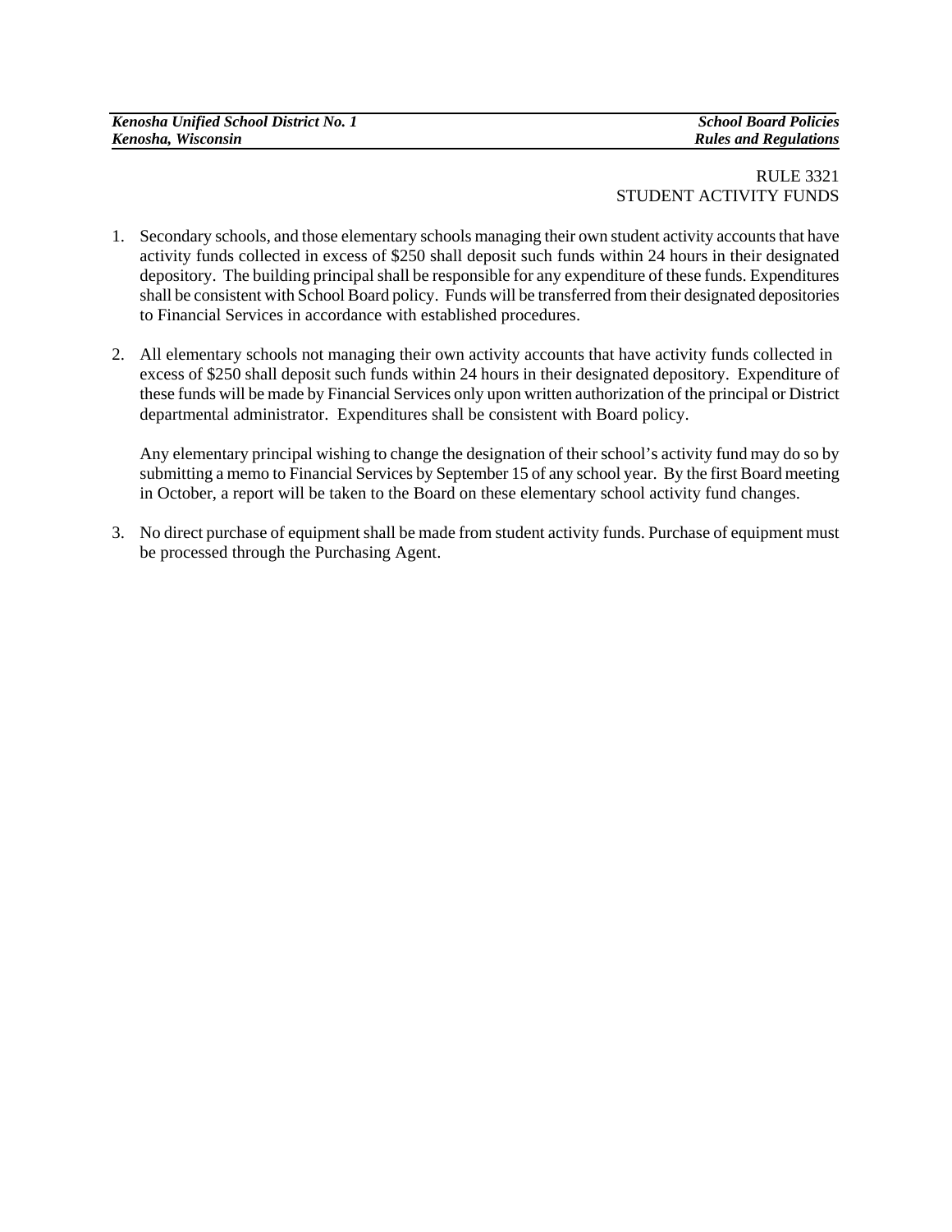RULE 3321
STUDENT ACTIVITY FUNDS

1. Secondary schools, and those elementary schools managing their own student activity accounts that have activity funds collected in excess of $250 shall deposit such funds within 24 hours in their designated depository. The building principal shall be responsible for any expenditure of these funds. Expenditures shall be consistent with School Board policy. Funds will be transferred from their designated depositories to Financial Services in accordance with established procedures.

2. All elementary schools not managing their own activity accounts that have activity funds collected in excess of $250 shall deposit such funds within 24 hours in their designated depository. Expenditure of these funds will be made by Financial Services only upon written authorization of the principal or District departmental administrator. Expenditures shall be consistent with Board policy.

   Any elementary principal wishing to change the designation of their school's activity fund may do so by submitting a memo to Financial Services by September 15 of any school year. By the first Board meeting in October, a report will be taken to the Board on these elementary school activity fund changes.

3. No direct purchase of equipment shall be made from student activity funds. Purchase of equipment must be processed through the Purchasing Agent.